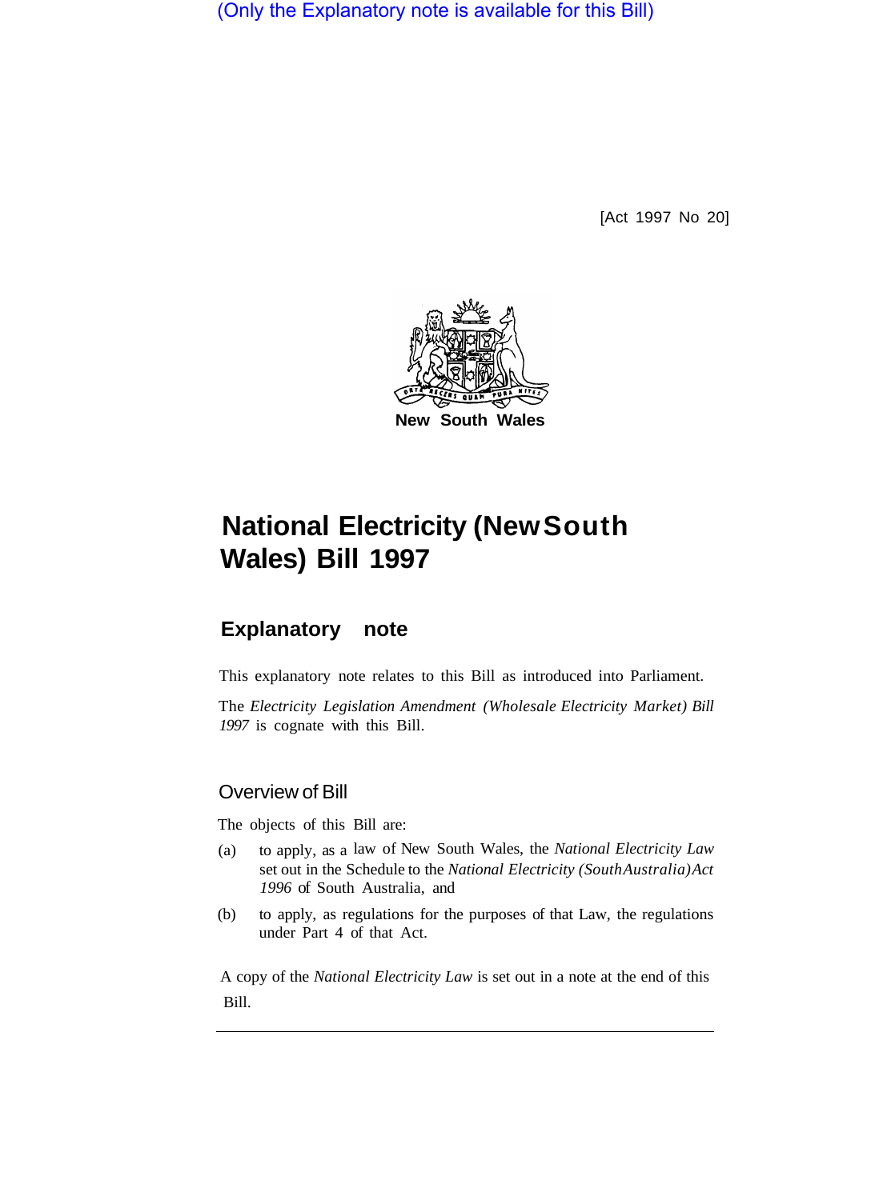(Only the Explanatory note is available for this Bill)

[Act 1997 No 20]

New South Wales

# National Electricity (New South Wales) Bill 1997

## Explanatory note

This explanatory note relates to this Bill as introduced into Parliament.

The *Electricity Legislation Amendment (Wholesale Electricity Market) Bill 1997* is cognate with this Bill.

### Overview of Bill

The objects of this Bill are:

(a) to apply, as a law of New South Wales, the *National Electricity Law* set out in the Schedule to the *National Electricity (South Australia) Act 1996* of South Australia, and

(b) to apply, as regulations for the purposes of that Law, the regulations under Part 4 of that Act.

A copy of the *National Electricity Law* is set out in a note at the end of this Bill.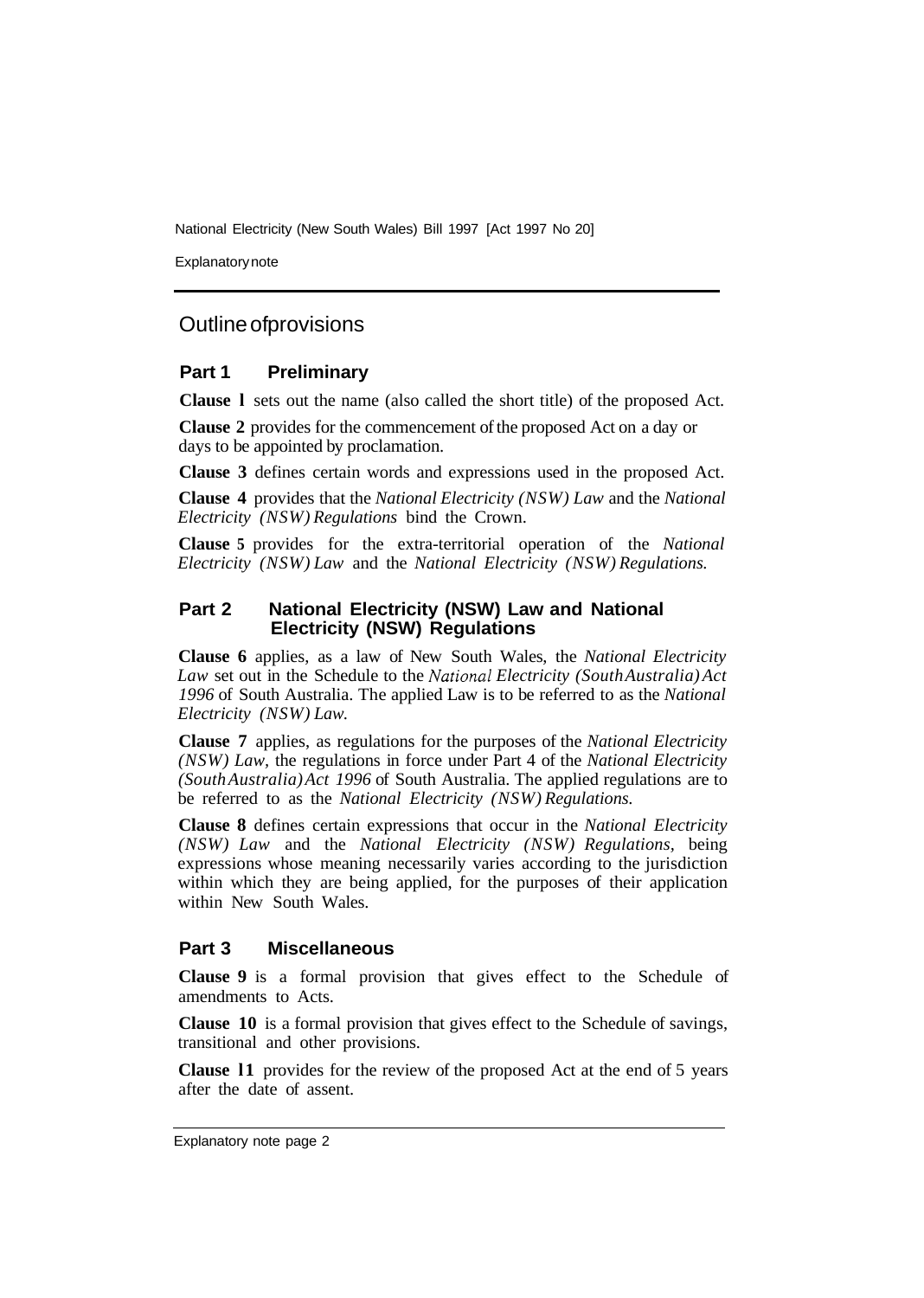## Outline of provisions

### Part 1 Preliminary

**Clause 1** sets out the name (also called the short title) of the proposed Act.

**Clause 2** provides for the commencement of the proposed Act on a day or days to be appointed by proclamation.

**Clause 3** defines certain words and expressions used in the proposed Act.

**Clause 4** provides that the *National Electricity (NSW) Law* and the *National Electricity (NSW) Regulations* bind the Crown.

**Clause 5** provides for the extra-territorial operation of the *National Electricity (NSW) Law* and the *National Electricity (NSW) Regulations.*

### Part 2 National Electricity (NSW) Law and National Electricity (NSW) Regulations

**Clause 6** applies, as a law of New South Wales, the *National Electricity Law* set out in the Schedule to the *National Electricity (South Australia) Act 1996* of South Australia. The applied Law is to be referred to as the *National Electricity (NSW) Law.*

**Clause 7** applies, as regulations for the purposes of the *National Electricity (NSW) Law,* the regulations in force under Part 4 of the *National Electricity (South Australia) Act 1996* of South Australia. The applied regulations are to be referred to as the *National Electricity (NSW) Regulations.*

**Clause 8** defines certain expressions that occur in the *National Electricity (NSW) Law* and the *National Electricity (NSW) Regulations,* being expressions whose meaning necessarily varies according to the jurisdiction within which they are being applied, for the purposes of their application within New South Wales.

### Part 3 Miscellaneous

**Clause 9** is a formal provision that gives effect to the Schedule of amendments to Acts.

**Clause 10** is a formal provision that gives effect to the Schedule of savings, transitional and other provisions.

**Clause 11** provides for the review of the proposed Act at the end of 5 years after the date of assent.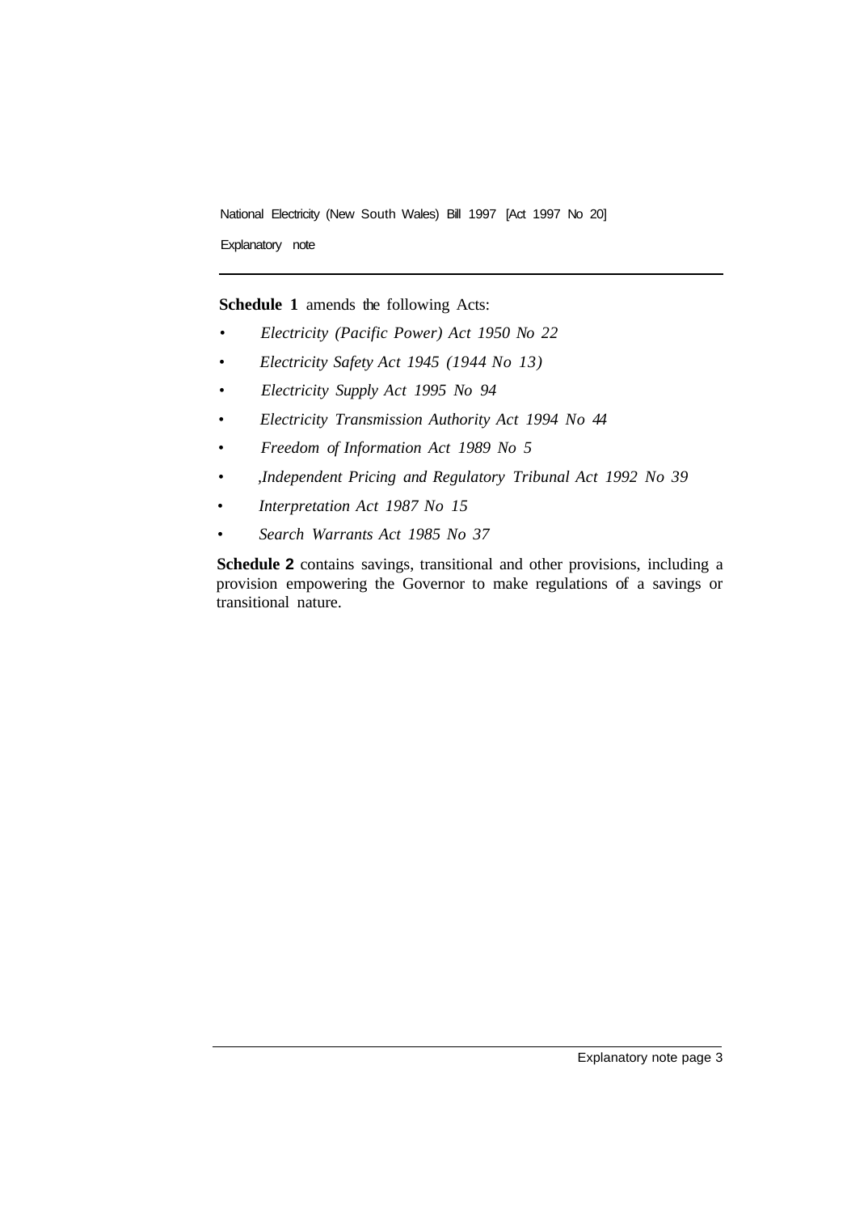**Schedule 1** amends the following Acts:

- *Electricity (Pacific Power) Act 1950 No 22*
- *Electricity Safety Act 1945 (1944 No 13)*
- *Electricity Supply Act 1995 No 94*
- *Electricity Transmission Authority Act 1994 No 44*
- *Freedom of Information Act 1989 No 5*
- *,Independent Pricing and Regulatory Tribunal Act 1992 No 39*
- *Interpretation Act 1987 No 15*
- *Search Warrants Act 1985 No 37*

**Schedule 2** contains savings, transitional and other provisions, including a provision empowering the Governor to make regulations of a savings or transitional nature.